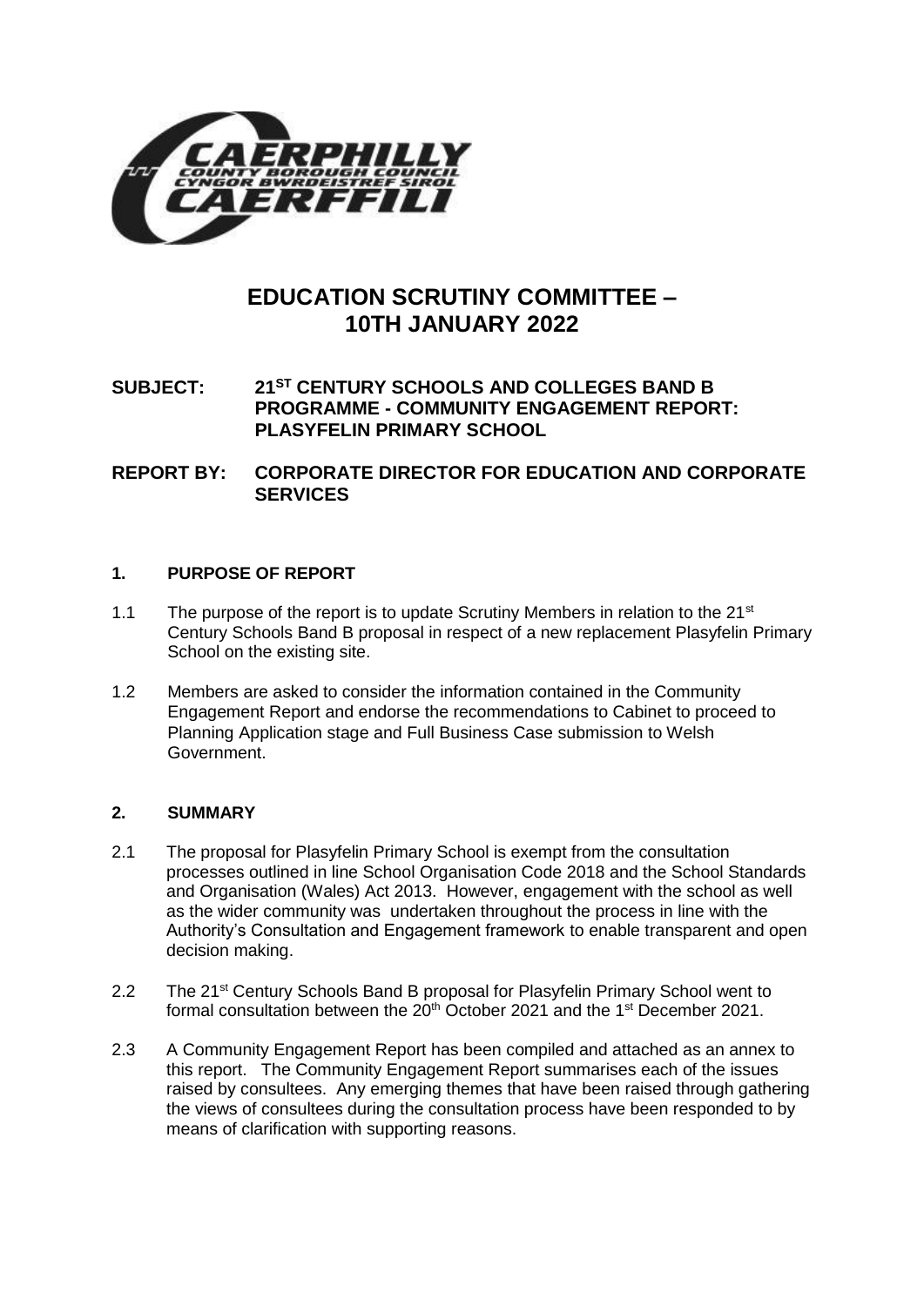# EDUCATION SCRUTINY COMMITTEE – 10TH JANUARY 2022

**SUBJECT: 21ST CENTURY SCHOOLS AND COLLEGES BAND B PROGRAMME - COMMUNITY ENGAGEMENT REPORT: PLASYFELIN PRIMARY SCHOOL**

**REPORT BY: CORPORATE DIRECTOR FOR EDUCATION AND CORPORATE SERVICES**

## 1. PURPOSE OF REPORT

1.1 The purpose of the report is to update Scrutiny Members in relation to the 21st Century Schools Band B proposal in respect of a new replacement Plasyfelin Primary School on the existing site.

1.2 Members are asked to consider the information contained in the Community Engagement Report and endorse the recommendations to Cabinet to proceed to Planning Application stage and Full Business Case submission to Welsh Government.

## 2. SUMMARY

2.1 The proposal for Plasyfelin Primary School is exempt from the consultation processes outlined in line School Organisation Code 2018 and the School Standards and Organisation (Wales) Act 2013. However, engagement with the school as well as the wider community was undertaken throughout the process in line with the Authority's Consultation and Engagement framework to enable transparent and open decision making.

2.2 The 21st Century Schools Band B proposal for Plasyfelin Primary School went to formal consultation between the 20th October 2021 and the 1st December 2021.

2.3 A Community Engagement Report has been compiled and attached as an annex to this report. The Community Engagement Report summarises each of the issues raised by consultees. Any emerging themes that have been raised through gathering the views of consultees during the consultation process have been responded to by means of clarification with supporting reasons.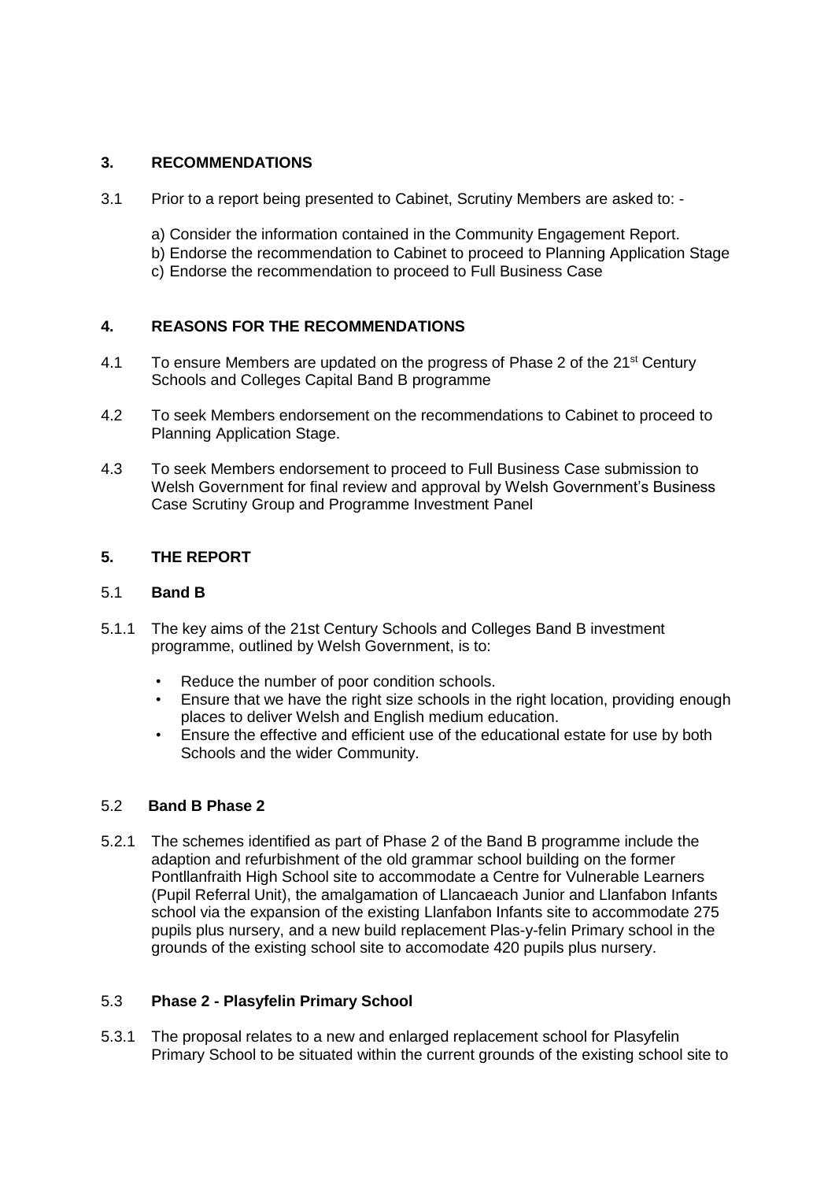## 3. RECOMMENDATIONS

3.1 Prior to a report being presented to Cabinet, Scrutiny Members are asked to: -

a) Consider the information contained in the Community Engagement Report.
b) Endorse the recommendation to Cabinet to proceed to Planning Application Stage
c) Endorse the recommendation to proceed to Full Business Case

## 4. REASONS FOR THE RECOMMENDATIONS

4.1 To ensure Members are updated on the progress of Phase 2 of the 21st Century Schools and Colleges Capital Band B programme

4.2 To seek Members endorsement on the recommendations to Cabinet to proceed to Planning Application Stage.

4.3 To seek Members endorsement to proceed to Full Business Case submission to Welsh Government for final review and approval by Welsh Government's Business Case Scrutiny Group and Programme Investment Panel

## 5. THE REPORT

### 5.1 Band B

5.1.1 The key aims of the 21st Century Schools and Colleges Band B investment programme, outlined by Welsh Government, is to:

- Reduce the number of poor condition schools.
- Ensure that we have the right size schools in the right location, providing enough places to deliver Welsh and English medium education.
- Ensure the effective and efficient use of the educational estate for use by both Schools and the wider Community.

### 5.2 Band B Phase 2

5.2.1 The schemes identified as part of Phase 2 of the Band B programme include the adaption and refurbishment of the old grammar school building on the former Pontllanfraith High School site to accommodate a Centre for Vulnerable Learners (Pupil Referral Unit), the amalgamation of Llancaeach Junior and Llanfabon Infants school via the expansion of the existing Llanfabon Infants site to accommodate 275 pupils plus nursery, and a new build replacement Plas-y-felin Primary school in the grounds of the existing school site to accomodate 420 pupils plus nursery.

### 5.3 Phase 2 - Plasyfelin Primary School

5.3.1 The proposal relates to a new and enlarged replacement school for Plasyfelin Primary School to be situated within the current grounds of the existing school site to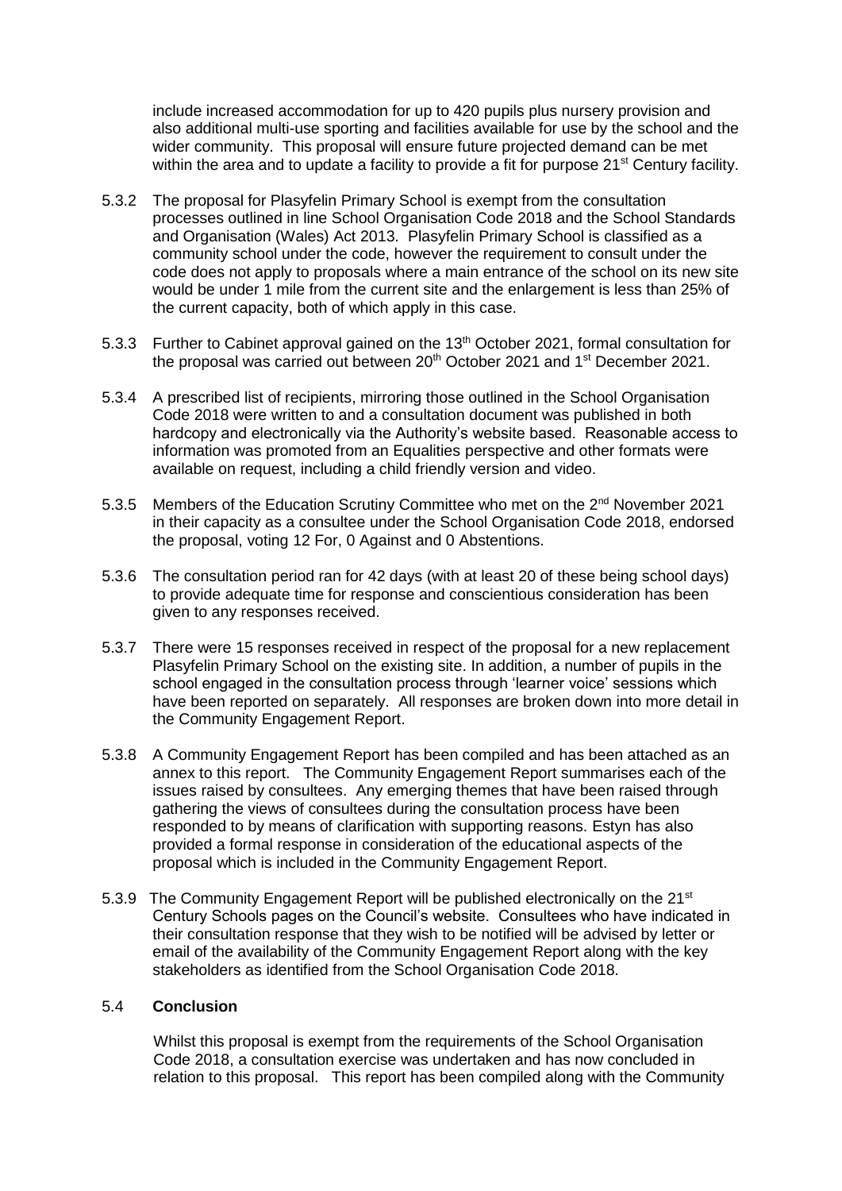include increased accommodation for up to 420 pupils plus nursery provision and also additional multi-use sporting and facilities available for use by the school and the wider community. This proposal will ensure future projected demand can be met within the area and to update a facility to provide a fit for purpose 21st Century facility.

5.3.2 The proposal for Plasyfelin Primary School is exempt from the consultation processes outlined in line School Organisation Code 2018 and the School Standards and Organisation (Wales) Act 2013. Plasyfelin Primary School is classified as a community school under the code, however the requirement to consult under the code does not apply to proposals where a main entrance of the school on its new site would be under 1 mile from the current site and the enlargement is less than 25% of the current capacity, both of which apply in this case.

5.3.3 Further to Cabinet approval gained on the 13th October 2021, formal consultation for the proposal was carried out between 20th October 2021 and 1st December 2021.

5.3.4 A prescribed list of recipients, mirroring those outlined in the School Organisation Code 2018 were written to and a consultation document was published in both hardcopy and electronically via the Authority's website based. Reasonable access to information was promoted from an Equalities perspective and other formats were available on request, including a child friendly version and video.

5.3.5 Members of the Education Scrutiny Committee who met on the 2nd November 2021 in their capacity as a consultee under the School Organisation Code 2018, endorsed the proposal, voting 12 For, 0 Against and 0 Abstentions.

5.3.6 The consultation period ran for 42 days (with at least 20 of these being school days) to provide adequate time for response and conscientious consideration has been given to any responses received.

5.3.7 There were 15 responses received in respect of the proposal for a new replacement Plasyfelin Primary School on the existing site. In addition, a number of pupils in the school engaged in the consultation process through 'learner voice' sessions which have been reported on separately. All responses are broken down into more detail in the Community Engagement Report.

5.3.8 A Community Engagement Report has been compiled and has been attached as an annex to this report. The Community Engagement Report summarises each of the issues raised by consultees. Any emerging themes that have been raised through gathering the views of consultees during the consultation process have been responded to by means of clarification with supporting reasons. Estyn has also provided a formal response in consideration of the educational aspects of the proposal which is included in the Community Engagement Report.

5.3.9 The Community Engagement Report will be published electronically on the 21st Century Schools pages on the Council's website. Consultees who have indicated in their consultation response that they wish to be notified will be advised by letter or email of the availability of the Community Engagement Report along with the key stakeholders as identified from the School Organisation Code 2018.

## 5.4 Conclusion

Whilst this proposal is exempt from the requirements of the School Organisation Code 2018, a consultation exercise was undertaken and has now concluded in relation to this proposal. This report has been compiled along with the Community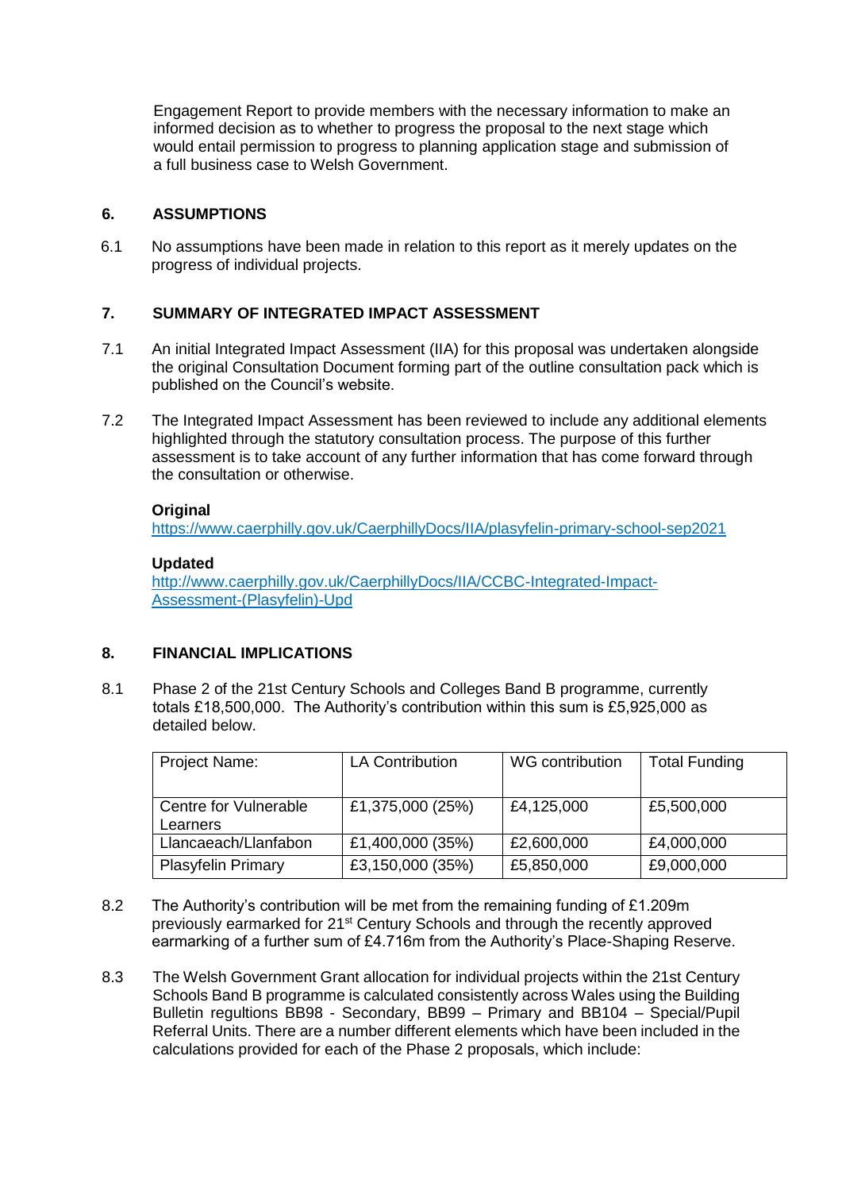Engagement Report to provide members with the necessary information to make an informed decision as to whether to progress the proposal to the next stage which would entail permission to progress to planning application stage and submission of a full business case to Welsh Government.

## 6. ASSUMPTIONS

6.1 No assumptions have been made in relation to this report as it merely updates on the progress of individual projects.

## 7. SUMMARY OF INTEGRATED IMPACT ASSESSMENT

7.1 An initial Integrated Impact Assessment (IIA) for this proposal was undertaken alongside the original Consultation Document forming part of the outline consultation pack which is published on the Council's website.

7.2 The Integrated Impact Assessment has been reviewed to include any additional elements highlighted through the statutory consultation process. The purpose of this further assessment is to take account of any further information that has come forward through the consultation or otherwise.

**Original**
https://www.caerphilly.gov.uk/CaerphillyDocs/IIA/plasyfelin-primary-school-sep2021

**Updated**
http://www.caerphilly.gov.uk/CaerphillyDocs/IIA/CCBC-Integrated-Impact-Assessment-(Plasyfelin)-Upd

## 8. FINANCIAL IMPLICATIONS

8.1 Phase 2 of the 21st Century Schools and Colleges Band B programme, currently totals £18,500,000. The Authority's contribution within this sum is £5,925,000 as detailed below.

| Project Name: | LA Contribution | WG contribution | Total Funding |
|---|---|---|---|
| Centre for Vulnerable Learners | £1,375,000 (25%) | £4,125,000 | £5,500,000 |
| Llancaeach/Llanfabon | £1,400,000 (35%) | £2,600,000 | £4,000,000 |
| Plasyfelin Primary | £3,150,000 (35%) | £5,850,000 | £9,000,000 |

8.2 The Authority's contribution will be met from the remaining funding of £1.209m previously earmarked for 21st Century Schools and through the recently approved earmarking of a further sum of £4.716m from the Authority's Place-Shaping Reserve.

8.3 The Welsh Government Grant allocation for individual projects within the 21st Century Schools Band B programme is calculated consistently across Wales using the Building Bulletin regultions BB98 - Secondary, BB99 – Primary and BB104 – Special/Pupil Referral Units. There are a number different elements which have been included in the calculations provided for each of the Phase 2 proposals, which include: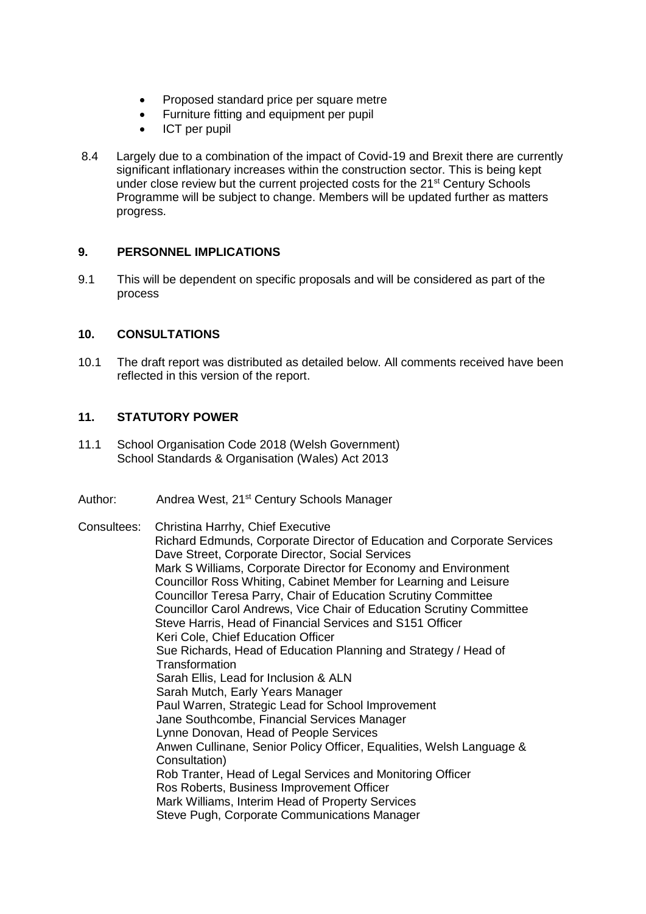- Proposed standard price per square metre
- Furniture fitting and equipment per pupil
- ICT per pupil

8.4 Largely due to a combination of the impact of Covid-19 and Brexit there are currently significant inflationary increases within the construction sector. This is being kept under close review but the current projected costs for the 21st Century Schools Programme will be subject to change. Members will be updated further as matters progress.

## 9. PERSONNEL IMPLICATIONS

9.1 This will be dependent on specific proposals and will be considered as part of the process

## 10. CONSULTATIONS

10.1 The draft report was distributed as detailed below. All comments received have been reflected in this version of the report.

## 11. STATUTORY POWER

11.1 School Organisation Code 2018 (Welsh Government)
School Standards & Organisation (Wales) Act 2013

Author: Andrea West, 21st Century Schools Manager

Consultees: Christina Harrhy, Chief Executive
Richard Edmunds, Corporate Director of Education and Corporate Services
Dave Street, Corporate Director, Social Services
Mark S Williams, Corporate Director for Economy and Environment
Councillor Ross Whiting, Cabinet Member for Learning and Leisure
Councillor Teresa Parry, Chair of Education Scrutiny Committee
Councillor Carol Andrews, Vice Chair of Education Scrutiny Committee
Steve Harris, Head of Financial Services and S151 Officer
Keri Cole, Chief Education Officer
Sue Richards, Head of Education Planning and Strategy / Head of Transformation
Sarah Ellis, Lead for Inclusion & ALN
Sarah Mutch, Early Years Manager
Paul Warren, Strategic Lead for School Improvement
Jane Southcombe, Financial Services Manager
Lynne Donovan, Head of People Services
Anwen Cullinane, Senior Policy Officer, Equalities, Welsh Language & Consultation)
Rob Tranter, Head of Legal Services and Monitoring Officer
Ros Roberts, Business Improvement Officer
Mark Williams, Interim Head of Property Services
Steve Pugh, Corporate Communications Manager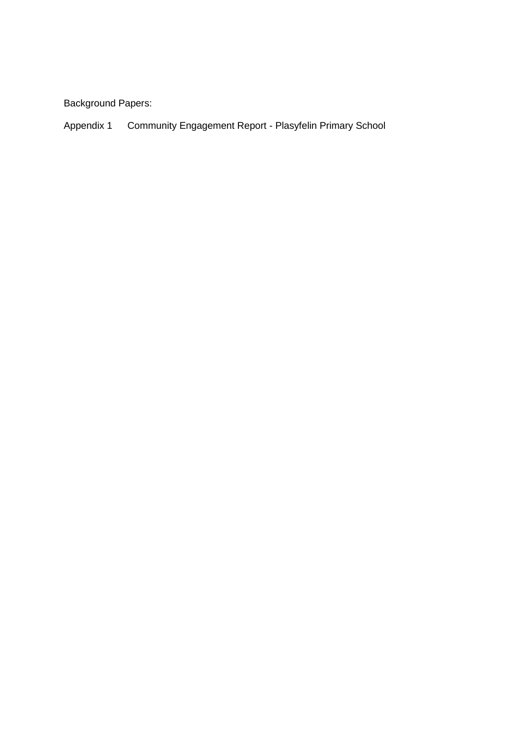Background Papers:

Appendix 1 Community Engagement Report - Plasyfelin Primary School